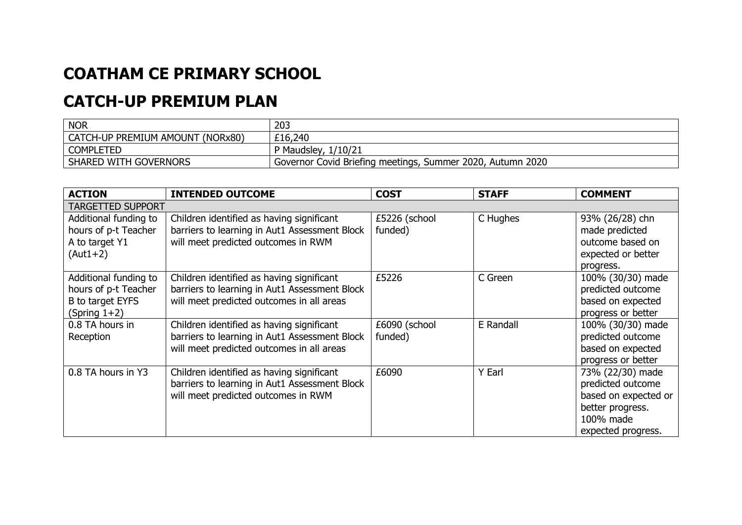# COATHAM CE PRIMARY SCHOOL

# CATCH-UP PREMIUM PLAN

| NOR | 203 |
|---|---|
| CATCH-UP PREMIUM AMOUNT (NORx80) | £16,240 |
| COMPLETED | P Maudsley, 1/10/21 |
| SHARED WITH GOVERNORS | Governor Covid Briefing meetings, Summer 2020, Autumn 2020 |

| ACTION | INTENDED OUTCOME | COST | STAFF | COMMENT |
|---|---|---|---|---|
| TARGETTED SUPPORT | | | | |
| Additional funding to hours of p-t Teacher A to target Y1 (Aut1+2) | Children identified as having significant barriers to learning in Aut1 Assessment Block will meet predicted outcomes in RWM | £5226 (school funded) | C Hughes | 93% (26/28) chn made predicted outcome based on expected or better progress. |
| Additional funding to hours of p-t Teacher B to target EYFS (Spring 1+2) | Children identified as having significant barriers to learning in Aut1 Assessment Block will meet predicted outcomes in all areas | £5226 | C Green | 100% (30/30) made predicted outcome based on expected progress or better |
| 0.8 TA hours in Reception | Children identified as having significant barriers to learning in Aut1 Assessment Block will meet predicted outcomes in all areas | £6090 (school funded) | E Randall | 100% (30/30) made predicted outcome based on expected progress or better |
| 0.8 TA hours in Y3 | Children identified as having significant barriers to learning in Aut1 Assessment Block will meet predicted outcomes in RWM | £6090 | Y Earl | 73% (22/30) made predicted outcome based on expected or better progress. 100% made expected progress. |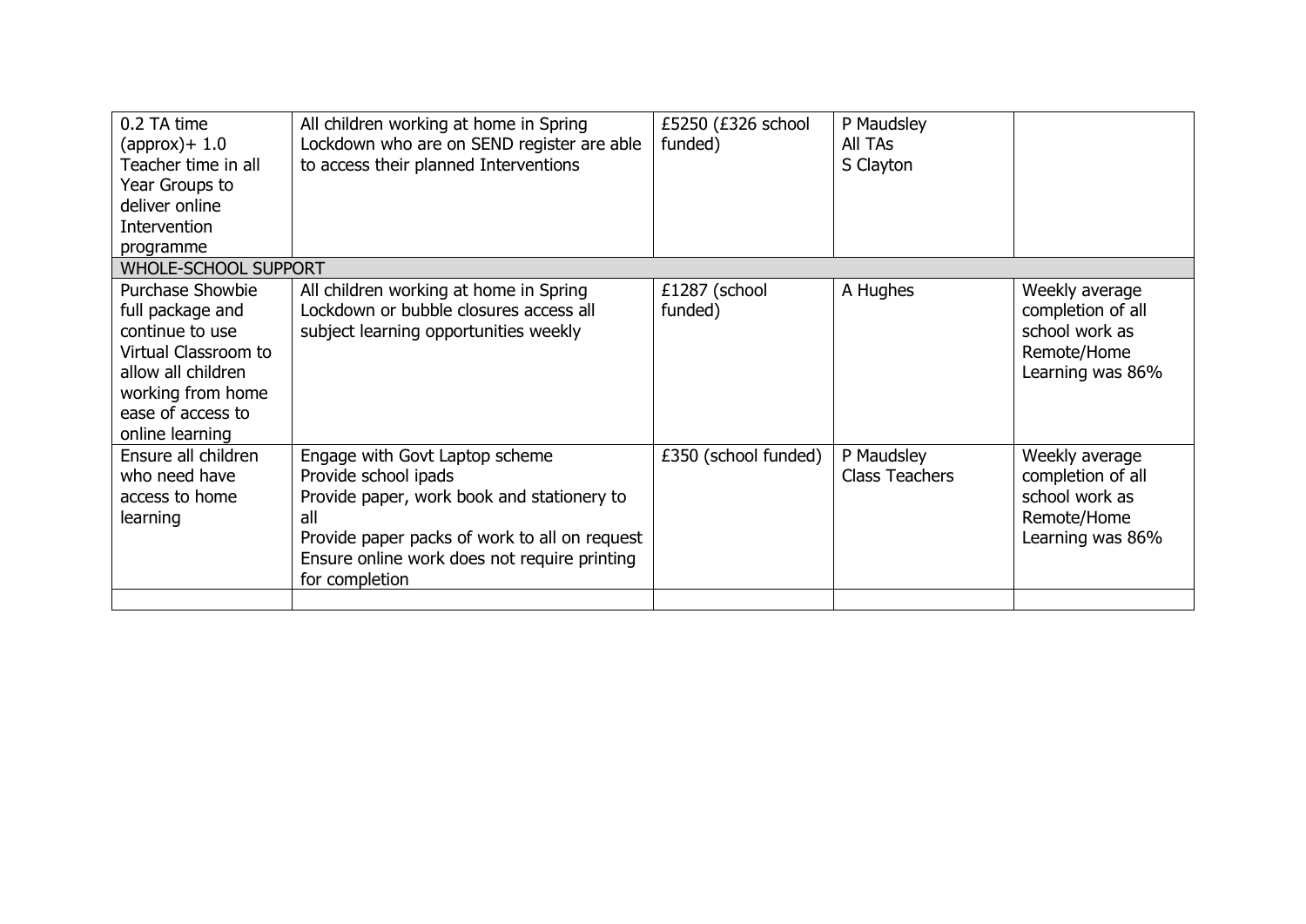| | | | | |
|---|---|---|---|---|
| 0.2 TA time (approx)+ 1.0 Teacher time in all Year Groups to deliver online Intervention programme | All children working at home in Spring Lockdown who are on SEND register are able to access their planned Interventions | £5250 (£326 school funded) | P Maudsley<br>All TAs<br>S Clayton | |
| WHOLE-SCHOOL SUPPORT | | | | |
| Purchase Showbie full package and continue to use Virtual Classroom to allow all children working from home ease of access to online learning | All children working at home in Spring Lockdown or bubble closures access all subject learning opportunities weekly | £1287 (school funded) | A Hughes | Weekly average completion of all school work as Remote/Home Learning was 86% |
| Ensure all children who need have access to home learning | Engage with Govt Laptop scheme<br>Provide school ipads<br>Provide paper, work book and stationery to all<br>Provide paper packs of work to all on request<br>Ensure online work does not require printing for completion | £350 (school funded) | P Maudsley<br>Class Teachers | Weekly average completion of all school work as Remote/Home Learning was 86% |
| | | | | |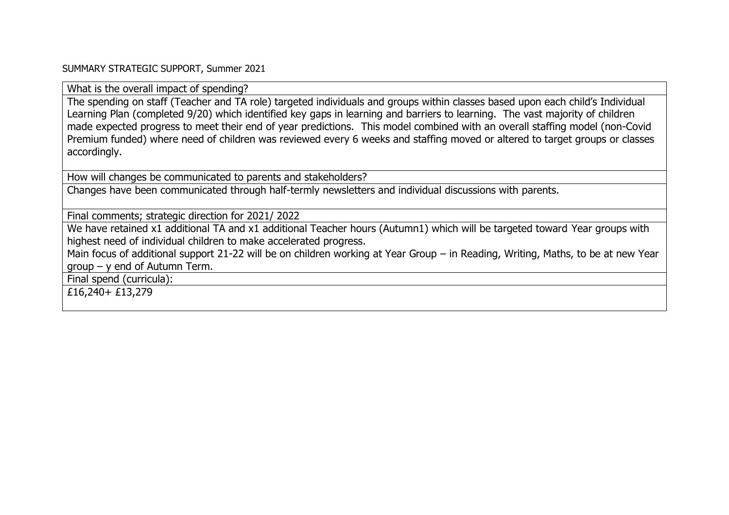SUMMARY STRATEGIC SUPPORT, Summer 2021

| What is the overall impact of spending? |
| --- |
| The spending on staff (Teacher and TA role) targeted individuals and groups within classes based upon each child's Individual Learning Plan (completed 9/20) which identified key gaps in learning and barriers to learning. The vast majority of children made expected progress to meet their end of year predictions. This model combined with an overall staffing model (non-Covid Premium funded) where need of children was reviewed every 6 weeks and staffing moved or altered to target groups or classes accordingly. |
| How will changes be communicated to parents and stakeholders? |
| Changes have been communicated through half-termly newsletters and individual discussions with parents. |
| Final comments; strategic direction for 2021/ 2022 |
| We have retained x1 additional TA and x1 additional Teacher hours (Autumn1) which will be targeted toward Year groups with highest need of individual children to make accelerated progress.<br>Main focus of additional support 21-22 will be on children working at Year Group – in Reading, Writing, Maths, to be at new Year group – y end of Autumn Term. |
| Final spend (curricula): |
| £16,240+ £13,279 |